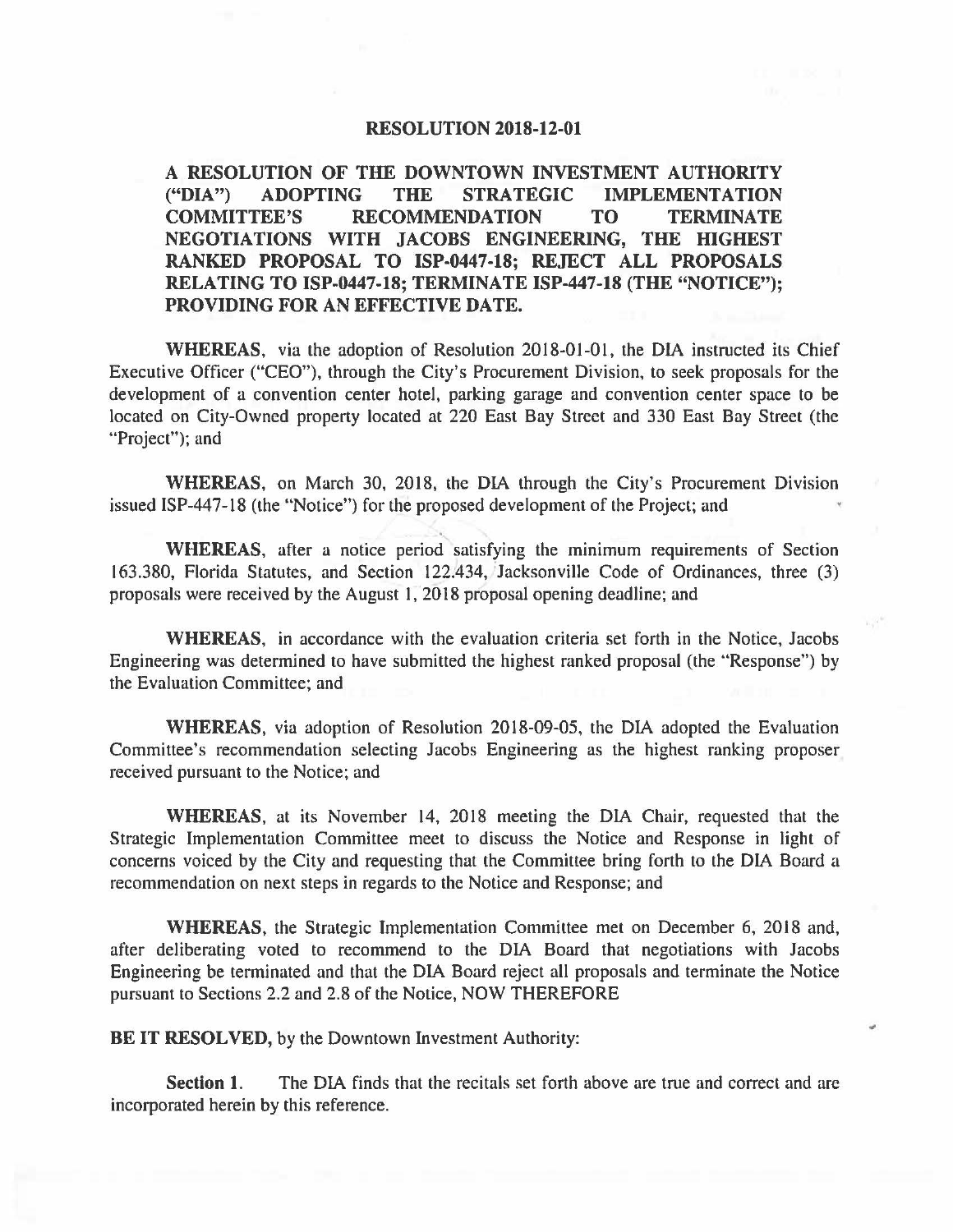# RESOLUTION 2018-12-01

**A RESOLUTION OF THE DOWNTOWN INVESTMENT AUTHORITY ("DIA") ADOPTING THE STRATEGIC IMPLEMENTATION COMMITTEE'S RECOMMENDATION TO TERMINATE NEGOTIATIONS WITH JACOBS ENGINEERING, THE HIGHEST RANKED PROPOSAL TO ISP-0447-18; REJECT ALL PROPOSALS RELATING TO ISP-0447-18; TERMINATE ISP-447-18 (THE "NOTICE"); PROVIDING FOR AN EFFECTIVE DATE.**

**WHEREAS**, via the adoption of Resolution 2018-01-01, the DIA instructed its Chief Executive Officer ("CEO"), through the City's Procurement Division, to seek proposals for the development of a convention center hotel, parking garage and convention center space to be located on City-Owned property located at 220 East Bay Street and 330 East Bay Street (the "Project"); and

**WHEREAS**, on March 30, 2018, the DIA through the City's Procurement Division issued ISP-447-18 (the "Notice") for the proposed development of the Project; and

**WHEREAS**, after a notice period satisfying the minimum requirements of Section 163.380, Florida Statutes, and Section 122.434, Jacksonville Code of Ordinances, three (3) proposals were received by the August 1, 2018 proposal opening deadline; and

**WHEREAS**, in accordance with the evaluation criteria set forth in the Notice, Jacobs Engineering was determined to have submitted the highest ranked proposal (the "Response") by the Evaluation Committee; and

**WHEREAS**, via adoption of Resolution 2018-09-05, the DIA adopted the Evaluation Committee's recommendation selecting Jacobs Engineering as the highest ranking proposer received pursuant to the Notice; and

**WHEREAS**, at its November 14, 2018 meeting the DIA Chair, requested that the Strategic Implementation Committee meet to discuss the Notice and Response in light of concerns voiced by the City and requesting that the Committee bring forth to the DIA Board a recommendation on next steps in regards to the Notice and Response; and

**WHEREAS**, the Strategic Implementation Committee met on December 6, 2018 and, after deliberating voted to recommend to the DIA Board that negotiations with Jacobs Engineering be terminated and that the DIA Board reject all proposals and terminate the Notice pursuant to Sections 2.2 and 2.8 of the Notice, NOW THEREFORE

**BE IT RESOLVED,** by the Downtown Investment Authority:

**Section 1.** The DIA finds that the recitals set forth above are true and correct and are incorporated herein by this reference.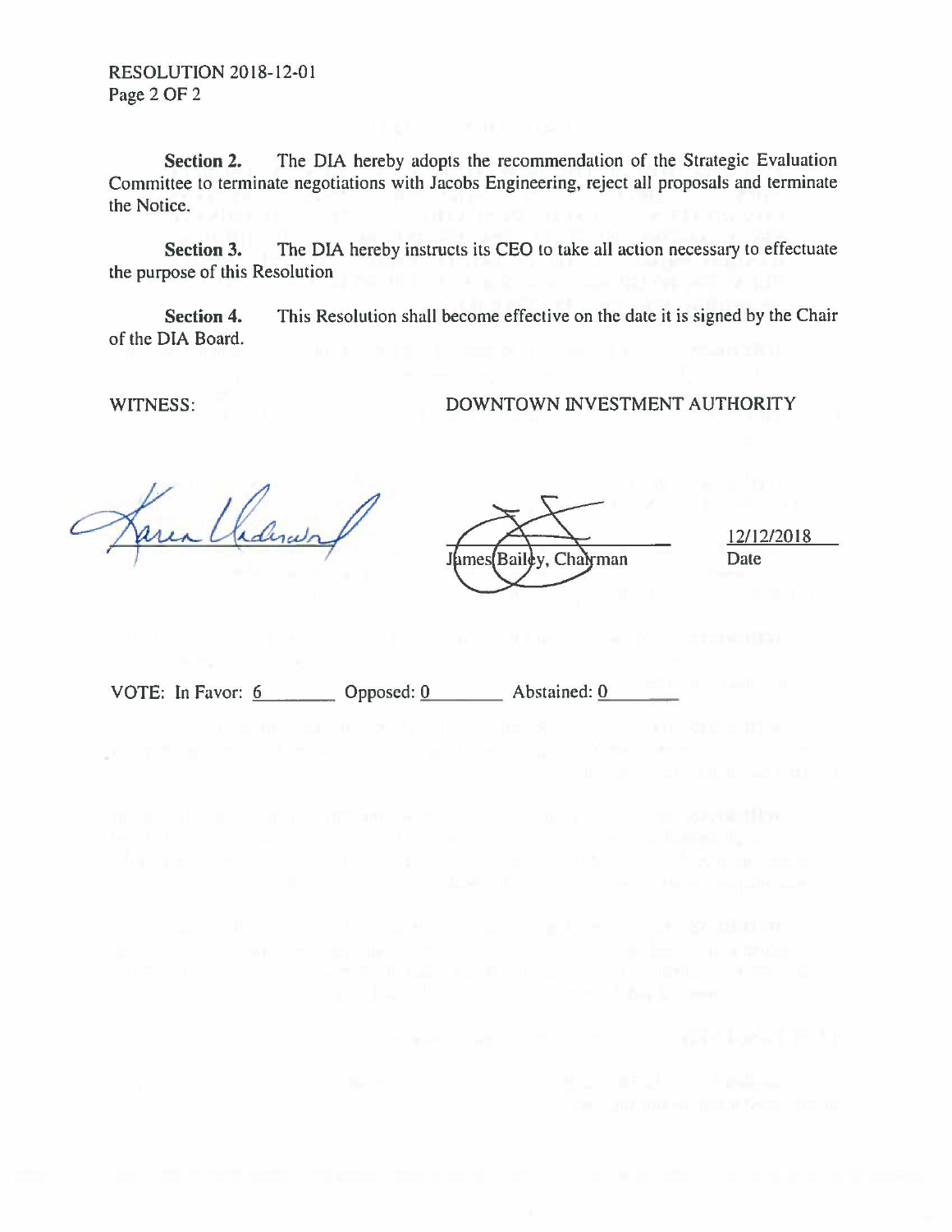**Section 2.** The DIA hereby adopts the recommendation of the Strategic Evaluation Committee to terminate negotiations with Jacobs Engineering, reject all proposals and terminate the Notice.

**Section 3.** The DIA hereby instructs its CEO to take all action necessary to effectuate the purpose of this Resolution

**Section 4.** This Resolution shall become effective on the date it is signed by the Chair of the DIA Board.

WITNESS: DOWNTOWN INVESTMENT AUTHORITY

James Bailey, Chairman

12/12/2018
Date

VOTE: In Favor: 6 Opposed: 0 Abstained: 0